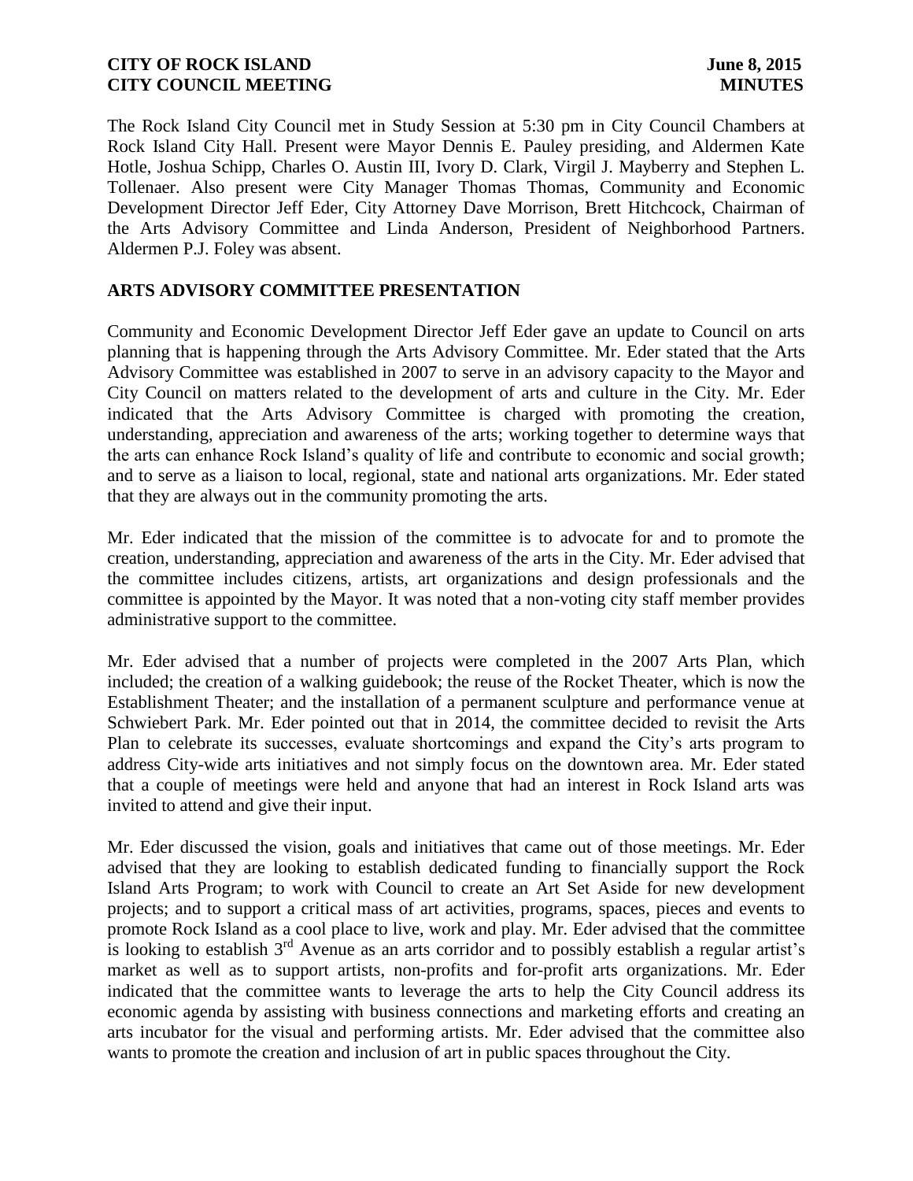The Rock Island City Council met in Study Session at 5:30 pm in City Council Chambers at Rock Island City Hall. Present were Mayor Dennis E. Pauley presiding, and Aldermen Kate Hotle, Joshua Schipp, Charles O. Austin III, Ivory D. Clark, Virgil J. Mayberry and Stephen L. Tollenaer. Also present were City Manager Thomas Thomas, Community and Economic Development Director Jeff Eder, City Attorney Dave Morrison, Brett Hitchcock, Chairman of the Arts Advisory Committee and Linda Anderson, President of Neighborhood Partners. Aldermen P.J. Foley was absent.

## ARTS ADVISORY COMMITTEE PRESENTATION

Community and Economic Development Director Jeff Eder gave an update to Council on arts planning that is happening through the Arts Advisory Committee. Mr. Eder stated that the Arts Advisory Committee was established in 2007 to serve in an advisory capacity to the Mayor and City Council on matters related to the development of arts and culture in the City. Mr. Eder indicated that the Arts Advisory Committee is charged with promoting the creation, understanding, appreciation and awareness of the arts; working together to determine ways that the arts can enhance Rock Island's quality of life and contribute to economic and social growth; and to serve as a liaison to local, regional, state and national arts organizations. Mr. Eder stated that they are always out in the community promoting the arts.

Mr. Eder indicated that the mission of the committee is to advocate for and to promote the creation, understanding, appreciation and awareness of the arts in the City. Mr. Eder advised that the committee includes citizens, artists, art organizations and design professionals and the committee is appointed by the Mayor. It was noted that a non-voting city staff member provides administrative support to the committee.

Mr. Eder advised that a number of projects were completed in the 2007 Arts Plan, which included; the creation of a walking guidebook; the reuse of the Rocket Theater, which is now the Establishment Theater; and the installation of a permanent sculpture and performance venue at Schwiebert Park. Mr. Eder pointed out that in 2014, the committee decided to revisit the Arts Plan to celebrate its successes, evaluate shortcomings and expand the City's arts program to address City-wide arts initiatives and not simply focus on the downtown area. Mr. Eder stated that a couple of meetings were held and anyone that had an interest in Rock Island arts was invited to attend and give their input.

Mr. Eder discussed the vision, goals and initiatives that came out of those meetings. Mr. Eder advised that they are looking to establish dedicated funding to financially support the Rock Island Arts Program; to work with Council to create an Art Set Aside for new development projects; and to support a critical mass of art activities, programs, spaces, pieces and events to promote Rock Island as a cool place to live, work and play. Mr. Eder advised that the committee is looking to establish 3rd Avenue as an arts corridor and to possibly establish a regular artist's market as well as to support artists, non-profits and for-profit arts organizations. Mr. Eder indicated that the committee wants to leverage the arts to help the City Council address its economic agenda by assisting with business connections and marketing efforts and creating an arts incubator for the visual and performing artists. Mr. Eder advised that the committee also wants to promote the creation and inclusion of art in public spaces throughout the City.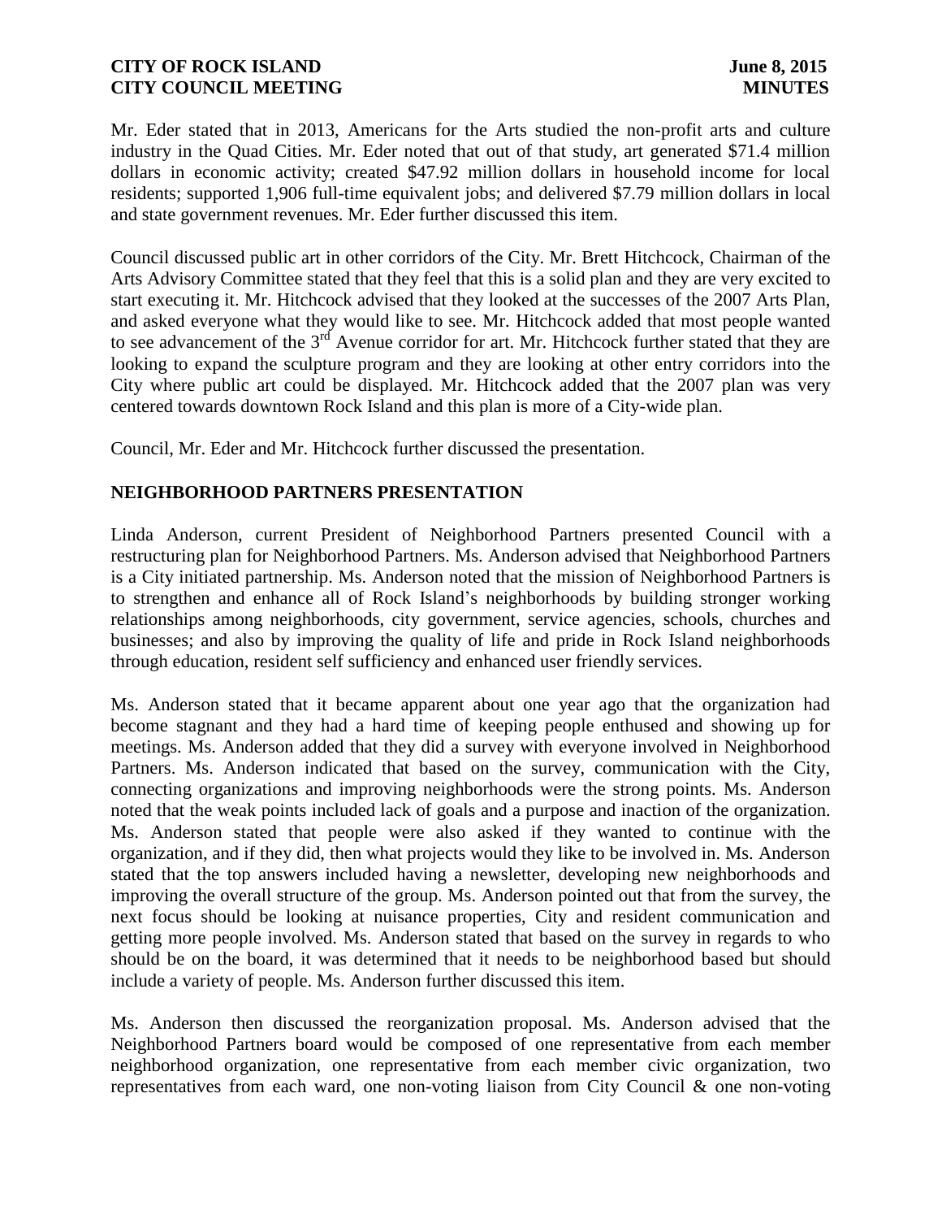Mr. Eder stated that in 2013, Americans for the Arts studied the non-profit arts and culture industry in the Quad Cities. Mr. Eder noted that out of that study, art generated $71.4 million dollars in economic activity; created $47.92 million dollars in household income for local residents; supported 1,906 full-time equivalent jobs; and delivered $7.79 million dollars in local and state government revenues. Mr. Eder further discussed this item.

Council discussed public art in other corridors of the City. Mr. Brett Hitchcock, Chairman of the Arts Advisory Committee stated that they feel that this is a solid plan and they are very excited to start executing it. Mr. Hitchcock advised that they looked at the successes of the 2007 Arts Plan, and asked everyone what they would like to see. Mr. Hitchcock added that most people wanted to see advancement of the 3rd Avenue corridor for art. Mr. Hitchcock further stated that they are looking to expand the sculpture program and they are looking at other entry corridors into the City where public art could be displayed. Mr. Hitchcock added that the 2007 plan was very centered towards downtown Rock Island and this plan is more of a City-wide plan.

Council, Mr. Eder and Mr. Hitchcock further discussed the presentation.

## NEIGHBORHOOD PARTNERS PRESENTATION

Linda Anderson, current President of Neighborhood Partners presented Council with a restructuring plan for Neighborhood Partners. Ms. Anderson advised that Neighborhood Partners is a City initiated partnership. Ms. Anderson noted that the mission of Neighborhood Partners is to strengthen and enhance all of Rock Island's neighborhoods by building stronger working relationships among neighborhoods, city government, service agencies, schools, churches and businesses; and also by improving the quality of life and pride in Rock Island neighborhoods through education, resident self sufficiency and enhanced user friendly services.

Ms. Anderson stated that it became apparent about one year ago that the organization had become stagnant and they had a hard time of keeping people enthused and showing up for meetings. Ms. Anderson added that they did a survey with everyone involved in Neighborhood Partners. Ms. Anderson indicated that based on the survey, communication with the City, connecting organizations and improving neighborhoods were the strong points. Ms. Anderson noted that the weak points included lack of goals and a purpose and inaction of the organization. Ms. Anderson stated that people were also asked if they wanted to continue with the organization, and if they did, then what projects would they like to be involved in. Ms. Anderson stated that the top answers included having a newsletter, developing new neighborhoods and improving the overall structure of the group. Ms. Anderson pointed out that from the survey, the next focus should be looking at nuisance properties, City and resident communication and getting more people involved. Ms. Anderson stated that based on the survey in regards to who should be on the board, it was determined that it needs to be neighborhood based but should include a variety of people. Ms. Anderson further discussed this item.

Ms. Anderson then discussed the reorganization proposal. Ms. Anderson advised that the Neighborhood Partners board would be composed of one representative from each member neighborhood organization, one representative from each member civic organization, two representatives from each ward, one non-voting liaison from City Council & one non-voting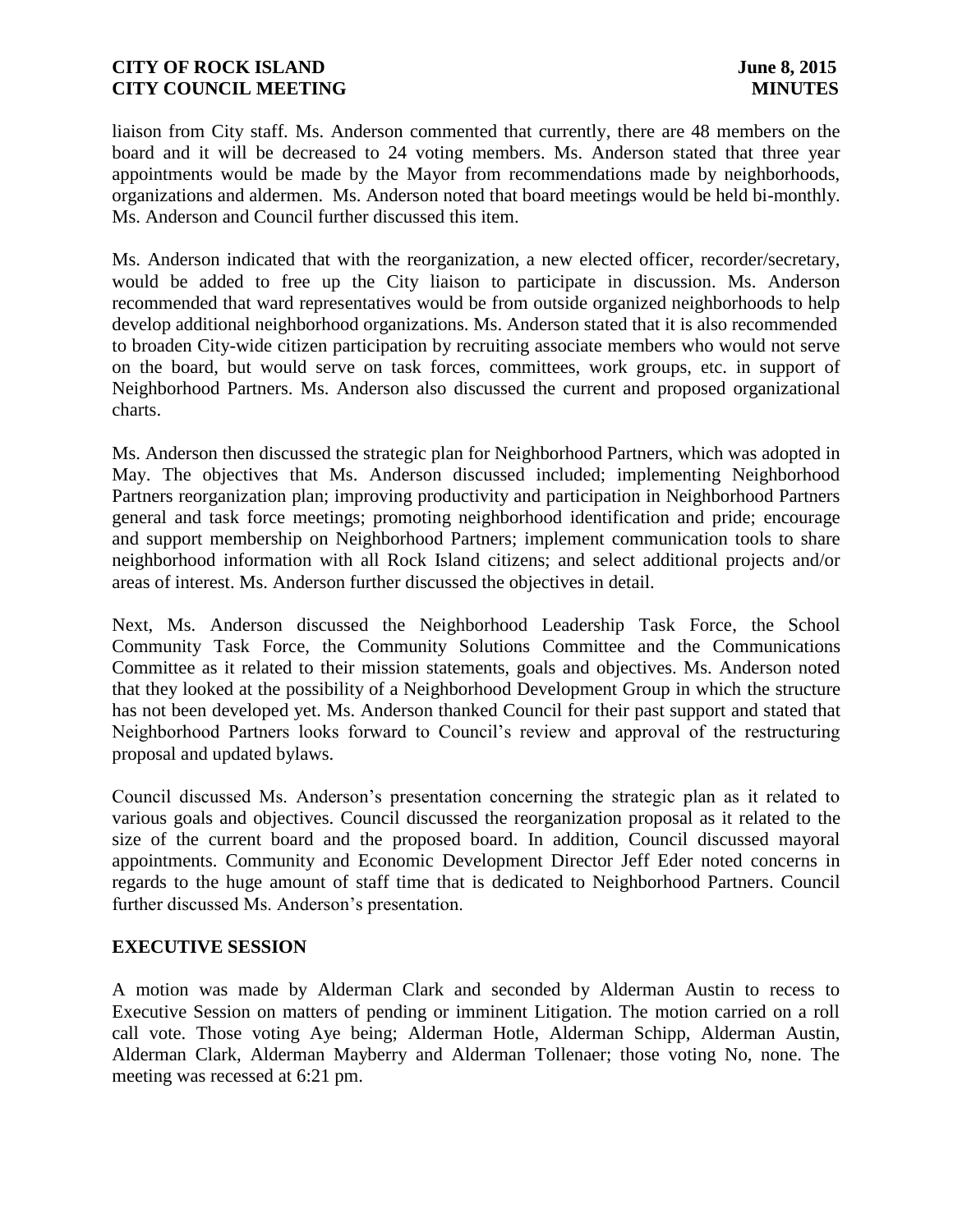liaison from City staff. Ms. Anderson commented that currently, there are 48 members on the board and it will be decreased to 24 voting members. Ms. Anderson stated that three year appointments would be made by the Mayor from recommendations made by neighborhoods, organizations and aldermen. Ms. Anderson noted that board meetings would be held bi-monthly. Ms. Anderson and Council further discussed this item.

Ms. Anderson indicated that with the reorganization, a new elected officer, recorder/secretary, would be added to free up the City liaison to participate in discussion. Ms. Anderson recommended that ward representatives would be from outside organized neighborhoods to help develop additional neighborhood organizations. Ms. Anderson stated that it is also recommended to broaden City-wide citizen participation by recruiting associate members who would not serve on the board, but would serve on task forces, committees, work groups, etc. in support of Neighborhood Partners. Ms. Anderson also discussed the current and proposed organizational charts.

Ms. Anderson then discussed the strategic plan for Neighborhood Partners, which was adopted in May. The objectives that Ms. Anderson discussed included; implementing Neighborhood Partners reorganization plan; improving productivity and participation in Neighborhood Partners general and task force meetings; promoting neighborhood identification and pride; encourage and support membership on Neighborhood Partners; implement communication tools to share neighborhood information with all Rock Island citizens; and select additional projects and/or areas of interest. Ms. Anderson further discussed the objectives in detail.

Next, Ms. Anderson discussed the Neighborhood Leadership Task Force, the School Community Task Force, the Community Solutions Committee and the Communications Committee as it related to their mission statements, goals and objectives. Ms. Anderson noted that they looked at the possibility of a Neighborhood Development Group in which the structure has not been developed yet. Ms. Anderson thanked Council for their past support and stated that Neighborhood Partners looks forward to Council's review and approval of the restructuring proposal and updated bylaws.

Council discussed Ms. Anderson's presentation concerning the strategic plan as it related to various goals and objectives. Council discussed the reorganization proposal as it related to the size of the current board and the proposed board. In addition, Council discussed mayoral appointments. Community and Economic Development Director Jeff Eder noted concerns in regards to the huge amount of staff time that is dedicated to Neighborhood Partners. Council further discussed Ms. Anderson's presentation.

## EXECUTIVE SESSION

A motion was made by Alderman Clark and seconded by Alderman Austin to recess to Executive Session on matters of pending or imminent Litigation. The motion carried on a roll call vote. Those voting Aye being; Alderman Hotle, Alderman Schipp, Alderman Austin, Alderman Clark, Alderman Mayberry and Alderman Tollenaer; those voting No, none. The meeting was recessed at 6:21 pm.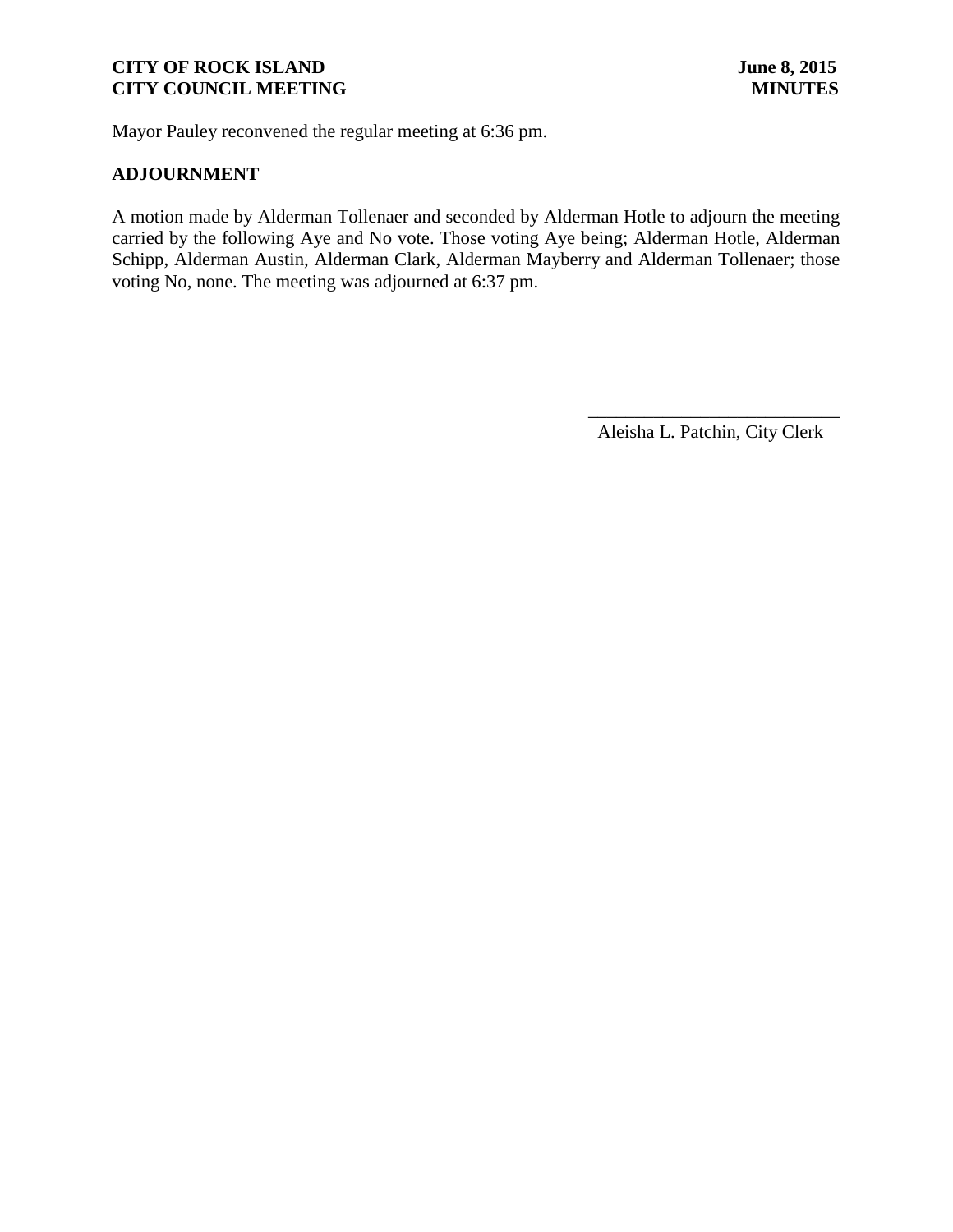Mayor Pauley reconvened the regular meeting at 6:36 pm.

## ADJOURNMENT

A motion made by Alderman Tollenaer and seconded by Alderman Hotle to adjourn the meeting carried by the following Aye and No vote. Those voting Aye being; Alderman Hotle, Alderman Schipp, Alderman Austin, Alderman Clark, Alderman Mayberry and Alderman Tollenaer; those voting No, none. The meeting was adjourned at 6:37 pm.

\_\_\_\_\_\_\_\_\_\_\_\_\_\_\_\_\_\_\_\_\_\_\_\_\_\_\_\_

Aleisha L. Patchin, City Clerk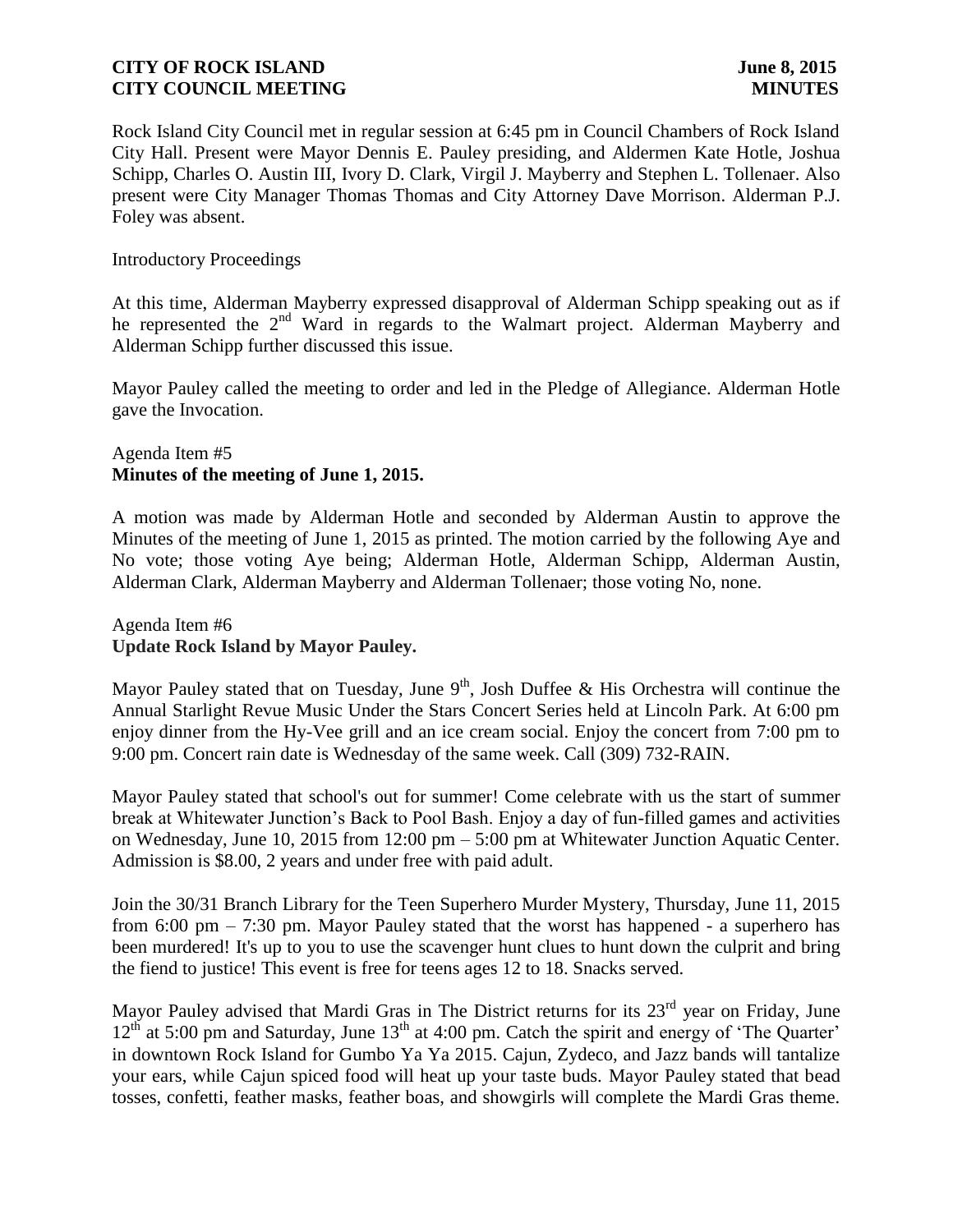Rock Island City Council met in regular session at 6:45 pm in Council Chambers of Rock Island City Hall. Present were Mayor Dennis E. Pauley presiding, and Aldermen Kate Hotle, Joshua Schipp, Charles O. Austin III, Ivory D. Clark, Virgil J. Mayberry and Stephen L. Tollenaer. Also present were City Manager Thomas Thomas and City Attorney Dave Morrison. Alderman P.J. Foley was absent.

Introductory Proceedings

At this time, Alderman Mayberry expressed disapproval of Alderman Schipp speaking out as if he represented the 2nd Ward in regards to the Walmart project. Alderman Mayberry and Alderman Schipp further discussed this issue.

Mayor Pauley called the meeting to order and led in the Pledge of Allegiance. Alderman Hotle gave the Invocation.

Agenda Item #5
**Minutes of the meeting of June 1, 2015.**

A motion was made by Alderman Hotle and seconded by Alderman Austin to approve the Minutes of the meeting of June 1, 2015 as printed. The motion carried by the following Aye and No vote; those voting Aye being; Alderman Hotle, Alderman Schipp, Alderman Austin, Alderman Clark, Alderman Mayberry and Alderman Tollenaer; those voting No, none.

Agenda Item #6
**Update Rock Island by Mayor Pauley.**

Mayor Pauley stated that on Tuesday, June 9th, Josh Duffee & His Orchestra will continue the Annual Starlight Revue Music Under the Stars Concert Series held at Lincoln Park. At 6:00 pm enjoy dinner from the Hy-Vee grill and an ice cream social. Enjoy the concert from 7:00 pm to 9:00 pm. Concert rain date is Wednesday of the same week. Call (309) 732-RAIN.

Mayor Pauley stated that school's out for summer! Come celebrate with us the start of summer break at Whitewater Junction's Back to Pool Bash. Enjoy a day of fun-filled games and activities on Wednesday, June 10, 2015 from 12:00 pm – 5:00 pm at Whitewater Junction Aquatic Center. Admission is $8.00, 2 years and under free with paid adult.

Join the 30/31 Branch Library for the Teen Superhero Murder Mystery, Thursday, June 11, 2015 from 6:00 pm – 7:30 pm. Mayor Pauley stated that the worst has happened - a superhero has been murdered! It's up to you to use the scavenger hunt clues to hunt down the culprit and bring the fiend to justice! This event is free for teens ages 12 to 18. Snacks served.

Mayor Pauley advised that Mardi Gras in The District returns for its 23rd year on Friday, June 12th at 5:00 pm and Saturday, June 13th at 4:00 pm. Catch the spirit and energy of 'The Quarter' in downtown Rock Island for Gumbo Ya Ya 2015. Cajun, Zydeco, and Jazz bands will tantalize your ears, while Cajun spiced food will heat up your taste buds. Mayor Pauley stated that bead tosses, confetti, feather masks, feather boas, and showgirls will complete the Mardi Gras theme.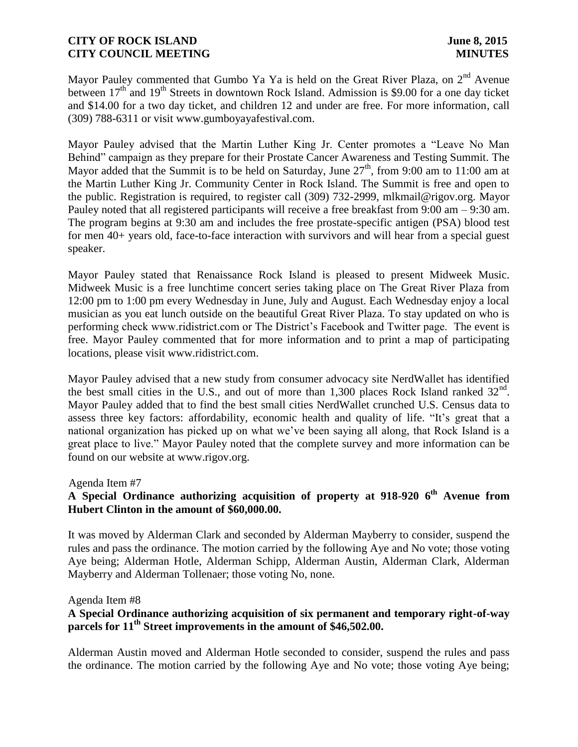Mayor Pauley commented that Gumbo Ya Ya is held on the Great River Plaza, on 2nd Avenue between 17th and 19th Streets in downtown Rock Island. Admission is $9.00 for a one day ticket and $14.00 for a two day ticket, and children 12 and under are free. For more information, call (309) 788-6311 or visit www.gumboyayafestival.com.

Mayor Pauley advised that the Martin Luther King Jr. Center promotes a "Leave No Man Behind" campaign as they prepare for their Prostate Cancer Awareness and Testing Summit. The Mayor added that the Summit is to be held on Saturday, June 27th, from 9:00 am to 11:00 am at the Martin Luther King Jr. Community Center in Rock Island. The Summit is free and open to the public. Registration is required, to register call (309) 732-2999, mlkmail@rigov.org. Mayor Pauley noted that all registered participants will receive a free breakfast from 9:00 am – 9:30 am. The program begins at 9:30 am and includes the free prostate-specific antigen (PSA) blood test for men 40+ years old, face-to-face interaction with survivors and will hear from a special guest speaker.

Mayor Pauley stated that Renaissance Rock Island is pleased to present Midweek Music. Midweek Music is a free lunchtime concert series taking place on The Great River Plaza from 12:00 pm to 1:00 pm every Wednesday in June, July and August. Each Wednesday enjoy a local musician as you eat lunch outside on the beautiful Great River Plaza. To stay updated on who is performing check www.ridistrict.com or The District's Facebook and Twitter page. The event is free. Mayor Pauley commented that for more information and to print a map of participating locations, please visit www.ridistrict.com.

Mayor Pauley advised that a new study from consumer advocacy site NerdWallet has identified the best small cities in the U.S., and out of more than 1,300 places Rock Island ranked 32nd. Mayor Pauley added that to find the best small cities NerdWallet crunched U.S. Census data to assess three key factors: affordability, economic health and quality of life. "It's great that a national organization has picked up on what we've been saying all along, that Rock Island is a great place to live." Mayor Pauley noted that the complete survey and more information can be found on our website at www.rigov.org.

Agenda Item #7

**A Special Ordinance authorizing acquisition of property at 918-920 6th Avenue from Hubert Clinton in the amount of $60,000.00.**

It was moved by Alderman Clark and seconded by Alderman Mayberry to consider, suspend the rules and pass the ordinance. The motion carried by the following Aye and No vote; those voting Aye being; Alderman Hotle, Alderman Schipp, Alderman Austin, Alderman Clark, Alderman Mayberry and Alderman Tollenaer; those voting No, none.

Agenda Item #8

**A Special Ordinance authorizing acquisition of six permanent and temporary right-of-way parcels for 11th Street improvements in the amount of $46,502.00.**

Alderman Austin moved and Alderman Hotle seconded to consider, suspend the rules and pass the ordinance. The motion carried by the following Aye and No vote; those voting Aye being;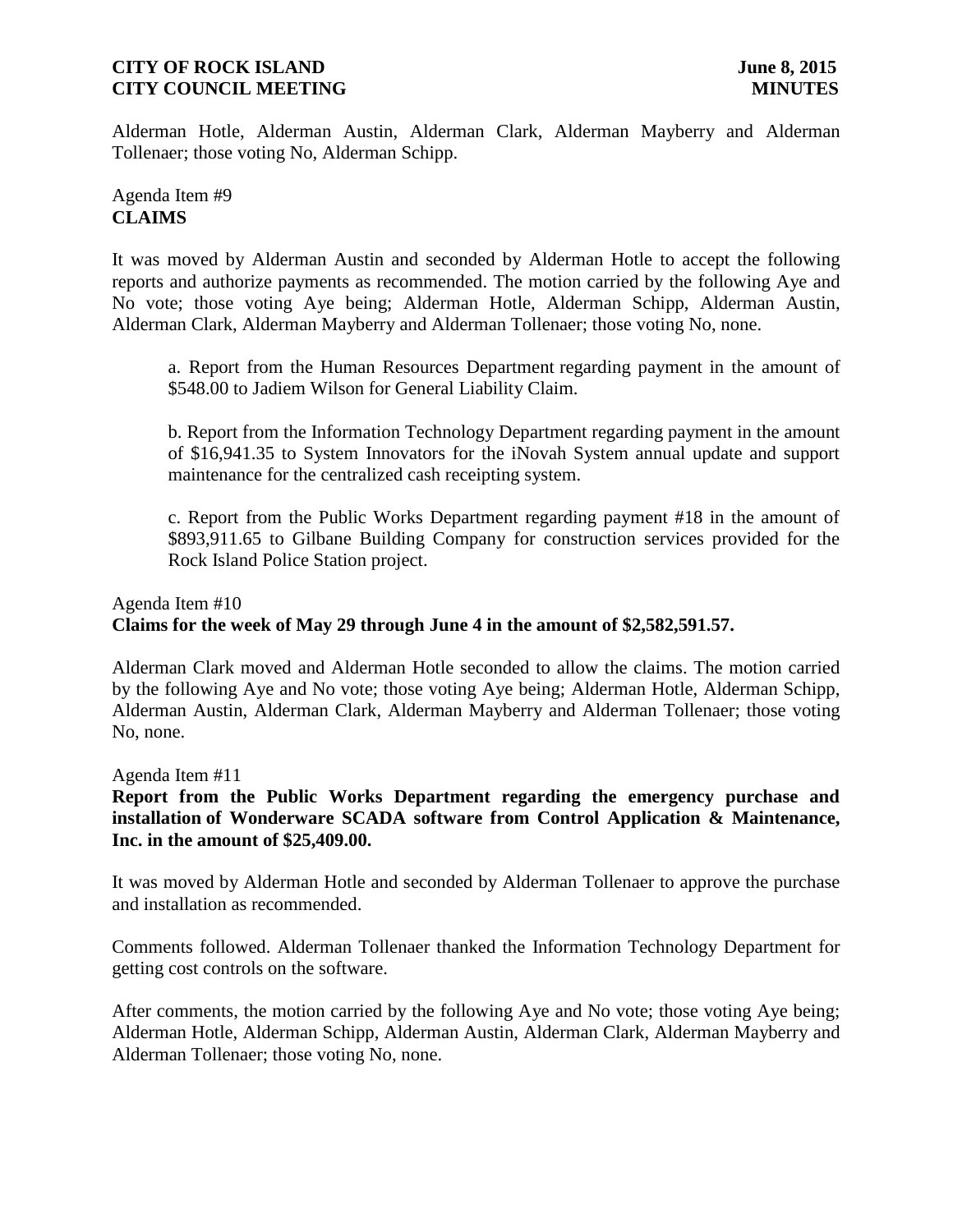Alderman Hotle, Alderman Austin, Alderman Clark, Alderman Mayberry and Alderman Tollenaer; those voting No, Alderman Schipp.

Agenda Item #9
**CLAIMS**

It was moved by Alderman Austin and seconded by Alderman Hotle to accept the following reports and authorize payments as recommended. The motion carried by the following Aye and No vote; those voting Aye being; Alderman Hotle, Alderman Schipp, Alderman Austin, Alderman Clark, Alderman Mayberry and Alderman Tollenaer; those voting No, none.

a. Report from the Human Resources Department regarding payment in the amount of $548.00 to Jadiem Wilson for General Liability Claim.

b. Report from the Information Technology Department regarding payment in the amount of $16,941.35 to System Innovators for the iNovah System annual update and support maintenance for the centralized cash receipting system.

c. Report from the Public Works Department regarding payment #18 in the amount of $893,911.65 to Gilbane Building Company for construction services provided for the Rock Island Police Station project.

Agenda Item #10
**Claims for the week of May 29 through June 4 in the amount of $2,582,591.57.**

Alderman Clark moved and Alderman Hotle seconded to allow the claims. The motion carried by the following Aye and No vote; those voting Aye being; Alderman Hotle, Alderman Schipp, Alderman Austin, Alderman Clark, Alderman Mayberry and Alderman Tollenaer; those voting No, none.

Agenda Item #11
**Report from the Public Works Department regarding the emergency purchase and installation of Wonderware SCADA software from Control Application & Maintenance, Inc. in the amount of $25,409.00.**

It was moved by Alderman Hotle and seconded by Alderman Tollenaer to approve the purchase and installation as recommended.

Comments followed. Alderman Tollenaer thanked the Information Technology Department for getting cost controls on the software.

After comments, the motion carried by the following Aye and No vote; those voting Aye being; Alderman Hotle, Alderman Schipp, Alderman Austin, Alderman Clark, Alderman Mayberry and Alderman Tollenaer; those voting No, none.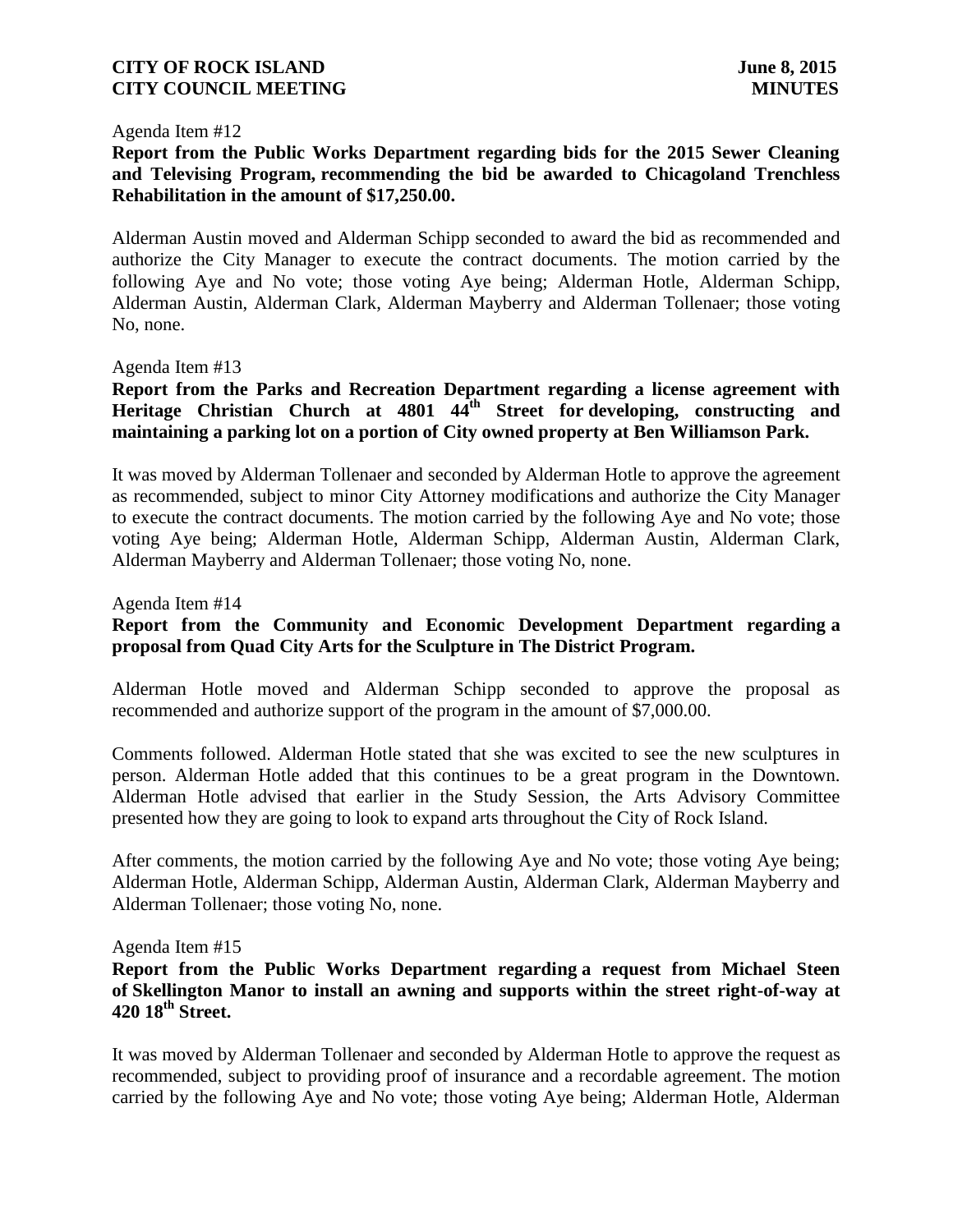Agenda Item #12

**Report from the Public Works Department regarding bids for the 2015 Sewer Cleaning and Televising Program, recommending the bid be awarded to Chicagoland Trenchless Rehabilitation in the amount of $17,250.00.**

Alderman Austin moved and Alderman Schipp seconded to award the bid as recommended and authorize the City Manager to execute the contract documents. The motion carried by the following Aye and No vote; those voting Aye being; Alderman Hotle, Alderman Schipp, Alderman Austin, Alderman Clark, Alderman Mayberry and Alderman Tollenaer; those voting No, none.

Agenda Item #13

**Report from the Parks and Recreation Department regarding a license agreement with Heritage Christian Church at 4801 44th Street for developing, constructing and maintaining a parking lot on a portion of City owned property at Ben Williamson Park.**

It was moved by Alderman Tollenaer and seconded by Alderman Hotle to approve the agreement as recommended, subject to minor City Attorney modifications and authorize the City Manager to execute the contract documents. The motion carried by the following Aye and No vote; those voting Aye being; Alderman Hotle, Alderman Schipp, Alderman Austin, Alderman Clark, Alderman Mayberry and Alderman Tollenaer; those voting No, none.

Agenda Item #14

**Report from the Community and Economic Development Department regarding a proposal from Quad City Arts for the Sculpture in The District Program.**

Alderman Hotle moved and Alderman Schipp seconded to approve the proposal as recommended and authorize support of the program in the amount of $7,000.00.

Comments followed. Alderman Hotle stated that she was excited to see the new sculptures in person. Alderman Hotle added that this continues to be a great program in the Downtown. Alderman Hotle advised that earlier in the Study Session, the Arts Advisory Committee presented how they are going to look to expand arts throughout the City of Rock Island.

After comments, the motion carried by the following Aye and No vote; those voting Aye being; Alderman Hotle, Alderman Schipp, Alderman Austin, Alderman Clark, Alderman Mayberry and Alderman Tollenaer; those voting No, none.

Agenda Item #15

**Report from the Public Works Department regarding a request from Michael Steen of Skellington Manor to install an awning and supports within the street right-of-way at 420 18th Street.**

It was moved by Alderman Tollenaer and seconded by Alderman Hotle to approve the request as recommended, subject to providing proof of insurance and a recordable agreement. The motion carried by the following Aye and No vote; those voting Aye being; Alderman Hotle, Alderman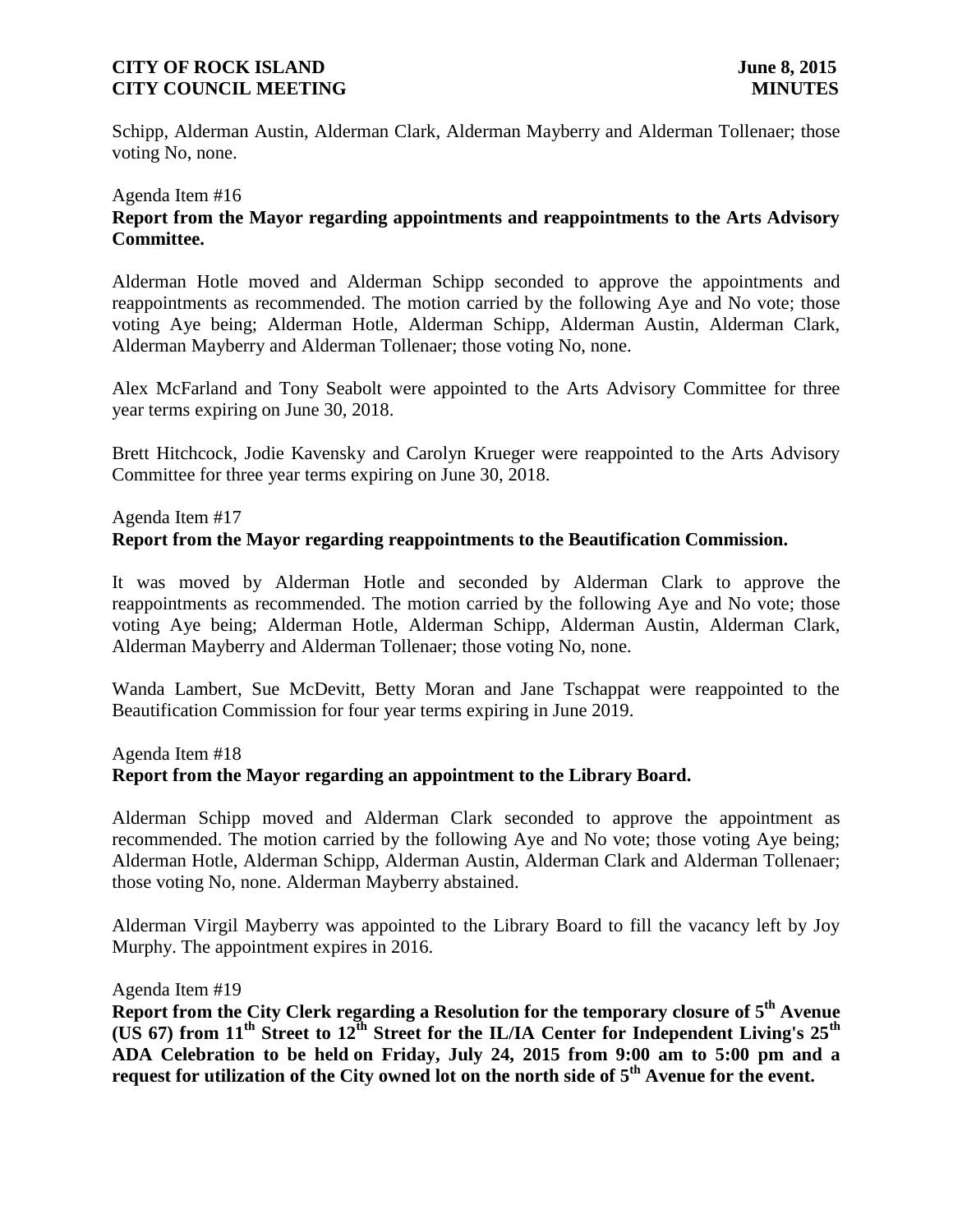Schipp, Alderman Austin, Alderman Clark, Alderman Mayberry and Alderman Tollenaer; those voting No, none.

Agenda Item #16

**Report from the Mayor regarding appointments and reappointments to the Arts Advisory Committee.**

Alderman Hotle moved and Alderman Schipp seconded to approve the appointments and reappointments as recommended. The motion carried by the following Aye and No vote; those voting Aye being; Alderman Hotle, Alderman Schipp, Alderman Austin, Alderman Clark, Alderman Mayberry and Alderman Tollenaer; those voting No, none.

Alex McFarland and Tony Seabolt were appointed to the Arts Advisory Committee for three year terms expiring on June 30, 2018.

Brett Hitchcock, Jodie Kavensky and Carolyn Krueger were reappointed to the Arts Advisory Committee for three year terms expiring on June 30, 2018.

Agenda Item #17

**Report from the Mayor regarding reappointments to the Beautification Commission.**

It was moved by Alderman Hotle and seconded by Alderman Clark to approve the reappointments as recommended. The motion carried by the following Aye and No vote; those voting Aye being; Alderman Hotle, Alderman Schipp, Alderman Austin, Alderman Clark, Alderman Mayberry and Alderman Tollenaer; those voting No, none.

Wanda Lambert, Sue McDevitt, Betty Moran and Jane Tschappat were reappointed to the Beautification Commission for four year terms expiring in June 2019.

Agenda Item #18

**Report from the Mayor regarding an appointment to the Library Board.**

Alderman Schipp moved and Alderman Clark seconded to approve the appointment as recommended. The motion carried by the following Aye and No vote; those voting Aye being; Alderman Hotle, Alderman Schipp, Alderman Austin, Alderman Clark and Alderman Tollenaer; those voting No, none. Alderman Mayberry abstained.

Alderman Virgil Mayberry was appointed to the Library Board to fill the vacancy left by Joy Murphy. The appointment expires in 2016.

Agenda Item #19

**Report from the City Clerk regarding a Resolution for the temporary closure of 5th Avenue (US 67) from 11th Street to 12th Street for the IL/IA Center for Independent Living's 25th ADA Celebration to be held on Friday, July 24, 2015 from 9:00 am to 5:00 pm and a request for utilization of the City owned lot on the north side of 5th Avenue for the event.**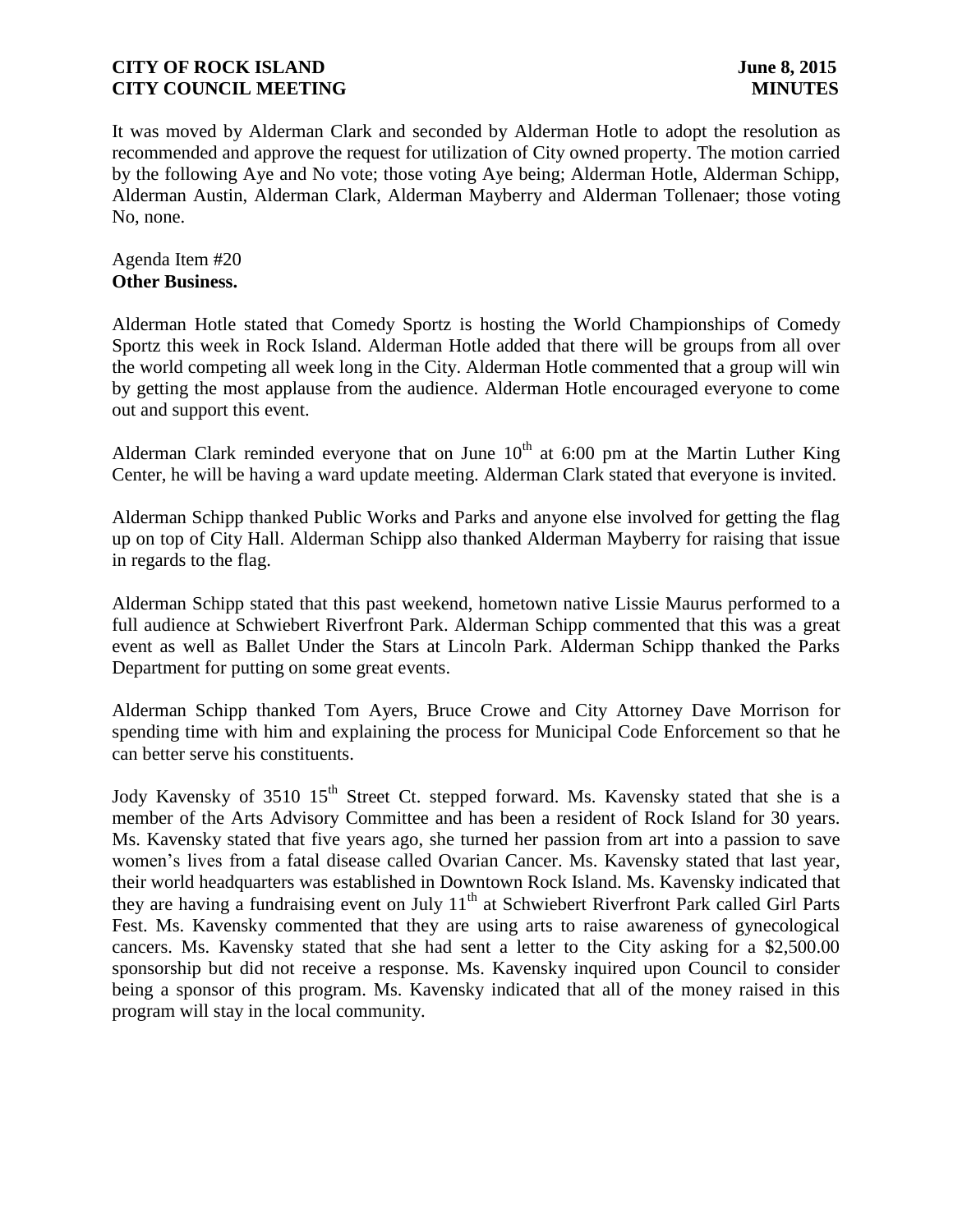It was moved by Alderman Clark and seconded by Alderman Hotle to adopt the resolution as recommended and approve the request for utilization of City owned property. The motion carried by the following Aye and No vote; those voting Aye being; Alderman Hotle, Alderman Schipp, Alderman Austin, Alderman Clark, Alderman Mayberry and Alderman Tollenaer; those voting No, none.

Agenda Item #20
**Other Business.**

Alderman Hotle stated that Comedy Sportz is hosting the World Championships of Comedy Sportz this week in Rock Island. Alderman Hotle added that there will be groups from all over the world competing all week long in the City. Alderman Hotle commented that a group will win by getting the most applause from the audience. Alderman Hotle encouraged everyone to come out and support this event.

Alderman Clark reminded everyone that on June 10th at 6:00 pm at the Martin Luther King Center, he will be having a ward update meeting. Alderman Clark stated that everyone is invited.

Alderman Schipp thanked Public Works and Parks and anyone else involved for getting the flag up on top of City Hall. Alderman Schipp also thanked Alderman Mayberry for raising that issue in regards to the flag.

Alderman Schipp stated that this past weekend, hometown native Lissie Maurus performed to a full audience at Schwiebert Riverfront Park. Alderman Schipp commented that this was a great event as well as Ballet Under the Stars at Lincoln Park. Alderman Schipp thanked the Parks Department for putting on some great events.

Alderman Schipp thanked Tom Ayers, Bruce Crowe and City Attorney Dave Morrison for spending time with him and explaining the process for Municipal Code Enforcement so that he can better serve his constituents.

Jody Kavensky of 3510 15th Street Ct. stepped forward. Ms. Kavensky stated that she is a member of the Arts Advisory Committee and has been a resident of Rock Island for 30 years. Ms. Kavensky stated that five years ago, she turned her passion from art into a passion to save women's lives from a fatal disease called Ovarian Cancer. Ms. Kavensky stated that last year, their world headquarters was established in Downtown Rock Island. Ms. Kavensky indicated that they are having a fundraising event on July 11th at Schwiebert Riverfront Park called Girl Parts Fest. Ms. Kavensky commented that they are using arts to raise awareness of gynecological cancers. Ms. Kavensky stated that she had sent a letter to the City asking for a $2,500.00 sponsorship but did not receive a response. Ms. Kavensky inquired upon Council to consider being a sponsor of this program. Ms. Kavensky indicated that all of the money raised in this program will stay in the local community.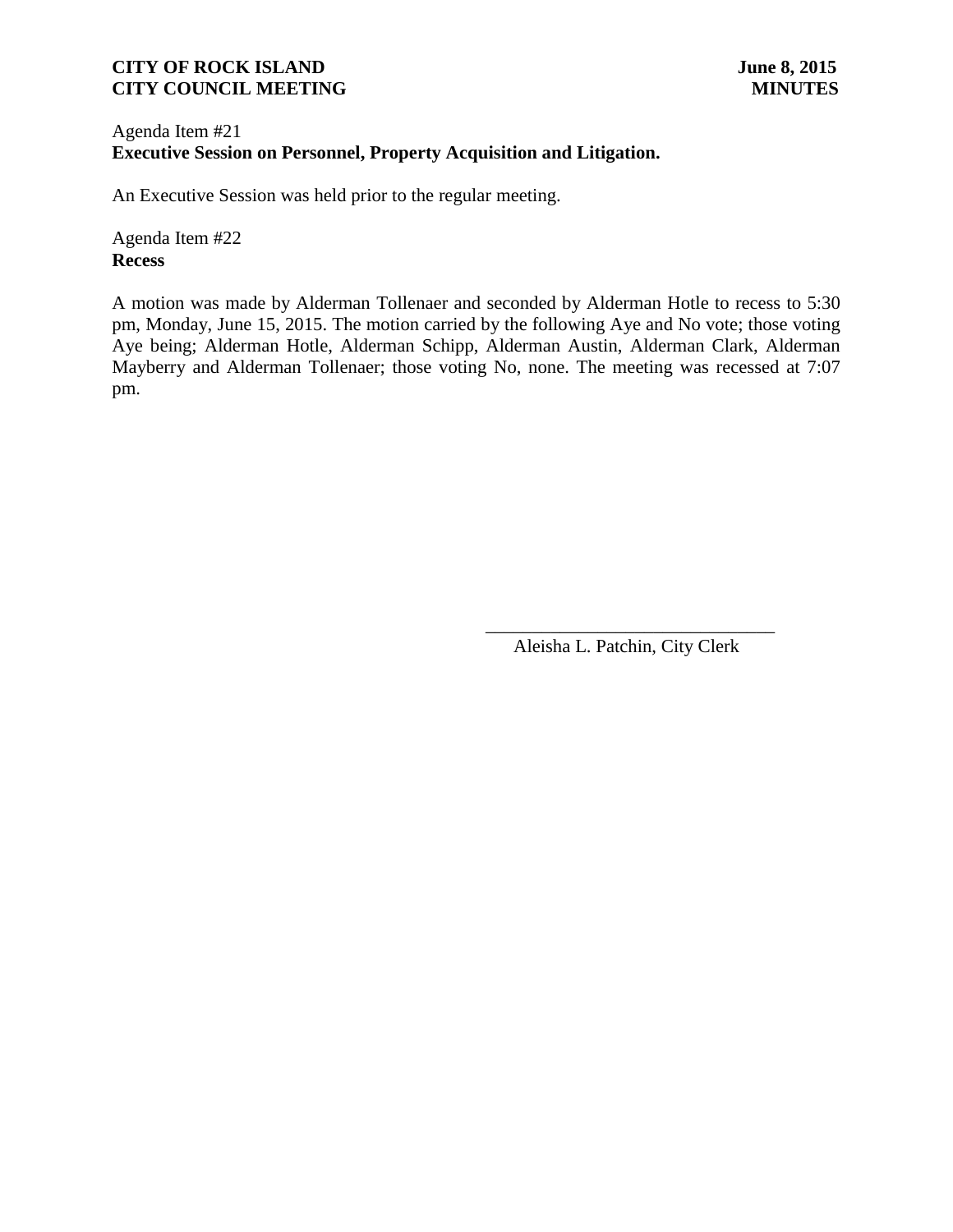Agenda Item #21
**Executive Session on Personnel, Property Acquisition and Litigation.**

An Executive Session was held prior to the regular meeting.

Agenda Item #22
**Recess**

A motion was made by Alderman Tollenaer and seconded by Alderman Hotle to recess to 5:30 pm, Monday, June 15, 2015. The motion carried by the following Aye and No vote; those voting Aye being; Alderman Hotle, Alderman Schipp, Alderman Austin, Alderman Clark, Alderman Mayberry and Alderman Tollenaer; those voting No, none. The meeting was recessed at 7:07 pm.

\_\_\_\_\_\_\_\_\_\_\_\_\_\_\_\_\_\_\_\_\_\_\_\_\_\_\_\_\_\_\_\_

Aleisha L. Patchin, City Clerk